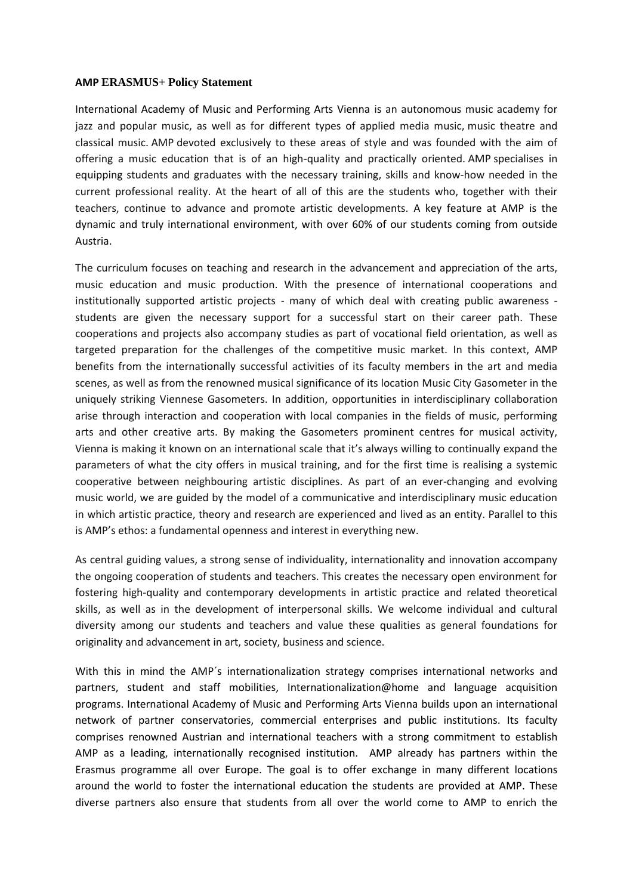**AMP ERASMUS+ Policy Statement**

International Academy of Music and Performing Arts Vienna is an autonomous music academy for jazz and popular music, as well as for different types of applied media music, music theatre and classical music. AMP devoted exclusively to these areas of style and was founded with the aim of offering a music education that is of an high-quality and practically oriented. AMP specialises in equipping students and graduates with the necessary training, skills and know-how needed in the current professional reality. At the heart of all of this are the students who, together with their teachers, continue to advance and promote artistic developments. A key feature at AMP is the dynamic and truly international environment, with over 60% of our students coming from outside Austria.

The curriculum focuses on teaching and research in the advancement and appreciation of the arts, music education and music production. With the presence of international cooperations and institutionally supported artistic projects - many of which deal with creating public awareness - students are given the necessary support for a successful start on their career path. These cooperations and projects also accompany studies as part of vocational field orientation, as well as targeted preparation for the challenges of the competitive music market. In this context, AMP benefits from the internationally successful activities of its faculty members in the art and media scenes, as well as from the renowned musical significance of its location Music City Gasometer in the uniquely striking Viennese Gasometers. In addition, opportunities in interdisciplinary collaboration arise through interaction and cooperation with local companies in the fields of music, performing arts and other creative arts. By making the Gasometers prominent centres for musical activity, Vienna is making it known on an international scale that it's always willing to continually expand the parameters of what the city offers in musical training, and for the first time is realising a systemic cooperative between neighbouring artistic disciplines. As part of an ever-changing and evolving music world, we are guided by the model of a communicative and interdisciplinary music education in which artistic practice, theory and research are experienced and lived as an entity. Parallel to this is AMP's ethos: a fundamental openness and interest in everything new.

As central guiding values, a strong sense of individuality, internationality and innovation accompany the ongoing cooperation of students and teachers. This creates the necessary open environment for fostering high-quality and contemporary developments in artistic practice and related theoretical skills, as well as in the development of interpersonal skills. We welcome individual and cultural diversity among our students and teachers and value these qualities as general foundations for originality and advancement in art, society, business and science.

With this in mind the AMP´s internationalization strategy comprises international networks and partners, student and staff mobilities, Internationalization@home and language acquisition programs. International Academy of Music and Performing Arts Vienna builds upon an international network of partner conservatories, commercial enterprises and public institutions. Its faculty comprises renowned Austrian and international teachers with a strong commitment to establish AMP as a leading, internationally recognised institution. AMP already has partners within the Erasmus programme all over Europe. The goal is to offer exchange in many different locations around the world to foster the international education the students are provided at AMP. These diverse partners also ensure that students from all over the world come to AMP to enrich the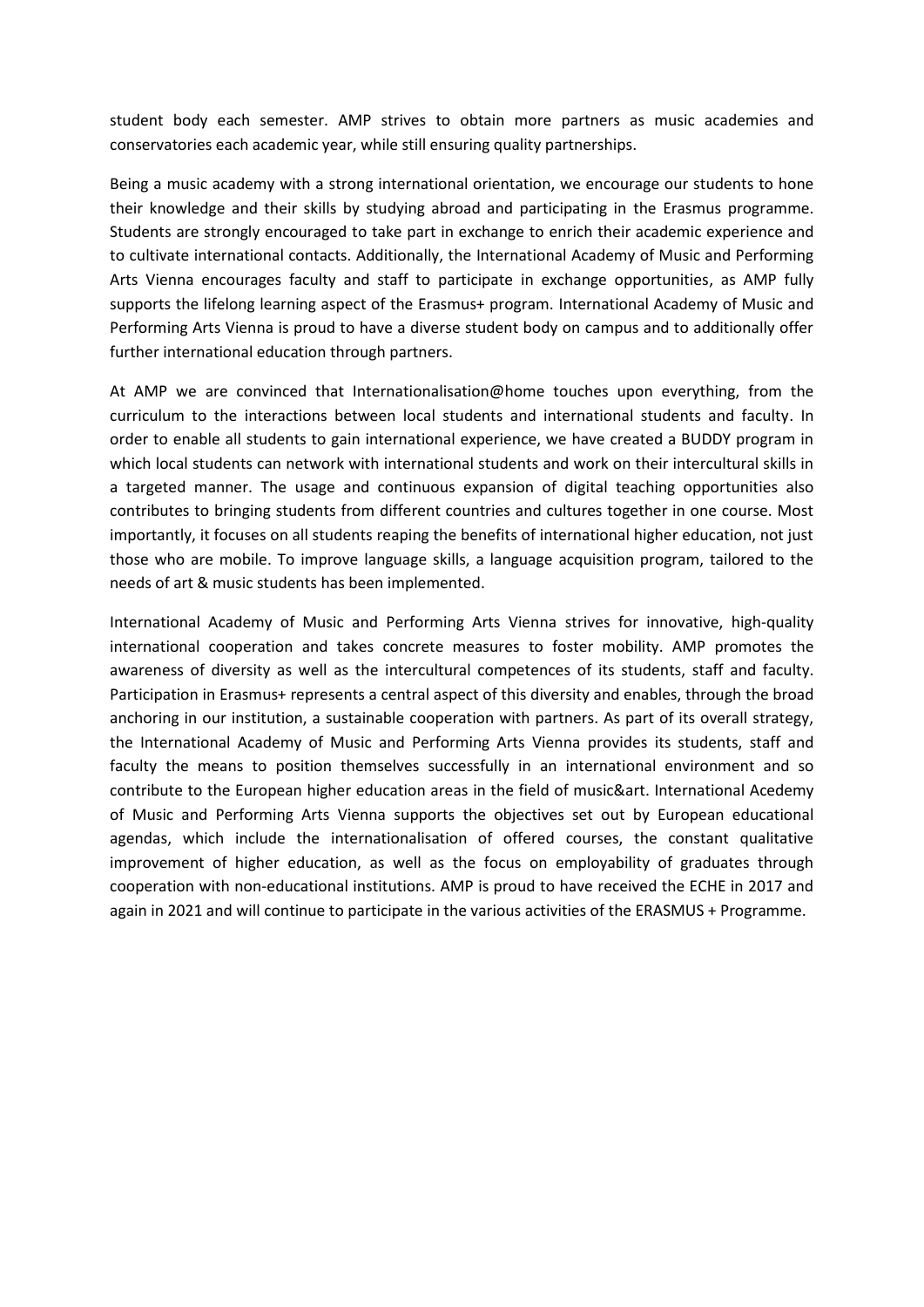student body each semester. AMP strives to obtain more partners as music academies and conservatories each academic year, while still ensuring quality partnerships.

Being a music academy with a strong international orientation, we encourage our students to hone their knowledge and their skills by studying abroad and participating in the Erasmus programme. Students are strongly encouraged to take part in exchange to enrich their academic experience and to cultivate international contacts. Additionally, the International Academy of Music and Performing Arts Vienna encourages faculty and staff to participate in exchange opportunities, as AMP fully supports the lifelong learning aspect of the Erasmus+ program. International Academy of Music and Performing Arts Vienna is proud to have a diverse student body on campus and to additionally offer further international education through partners.

At AMP we are convinced that Internationalisation@home touches upon everything, from the curriculum to the interactions between local students and international students and faculty. In order to enable all students to gain international experience, we have created a BUDDY program in which local students can network with international students and work on their intercultural skills in a targeted manner. The usage and continuous expansion of digital teaching opportunities also contributes to bringing students from different countries and cultures together in one course. Most importantly, it focuses on all students reaping the benefits of international higher education, not just those who are mobile. To improve language skills, a language acquisition program, tailored to the needs of art & music students has been implemented.

International Academy of Music and Performing Arts Vienna strives for innovative, high-quality international cooperation and takes concrete measures to foster mobility. AMP promotes the awareness of diversity as well as the intercultural competences of its students, staff and faculty. Participation in Erasmus+ represents a central aspect of this diversity and enables, through the broad anchoring in our institution, a sustainable cooperation with partners. As part of its overall strategy, the International Academy of Music and Performing Arts Vienna provides its students, staff and faculty the means to position themselves successfully in an international environment and so contribute to the European higher education areas in the field of music&art. International Acedemy of Music and Performing Arts Vienna supports the objectives set out by European educational agendas, which include the internationalisation of offered courses, the constant qualitative improvement of higher education, as well as the focus on employability of graduates through cooperation with non-educational institutions. AMP is proud to have received the ECHE in 2017 and again in 2021 and will continue to participate in the various activities of the ERASMUS + Programme.